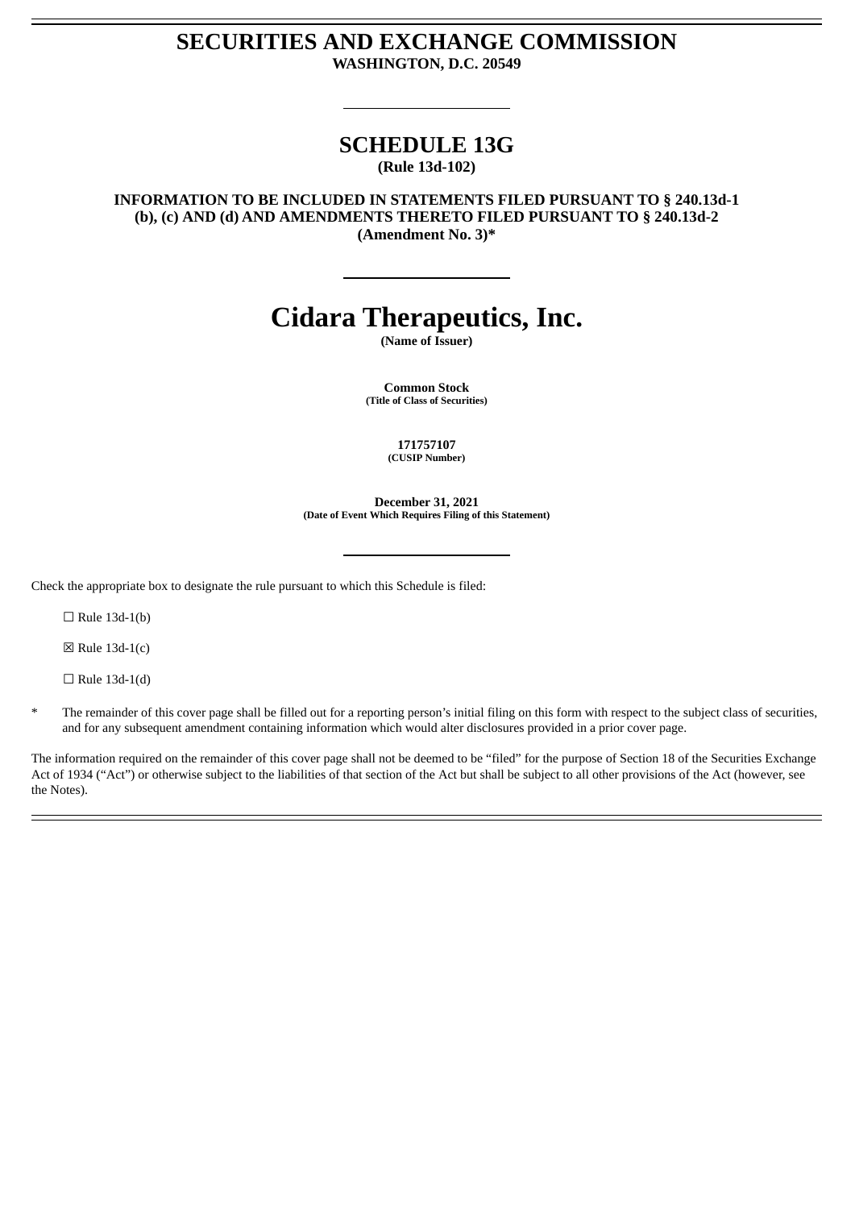# SECURITIES AND EXCHANGE COMMISSION

**WASHINGTON, D.C. 20549**

## SCHEDULE 13G

**(Rule 13d-102)**

**INFORMATION TO BE INCLUDED IN STATEMENTS FILED PURSUANT TO § 240.13d-1 (b), (c) AND (d) AND AMENDMENTS THERETO FILED PURSUANT TO § 240.13d-2 (Amendment No. 3)***

# Cidara Therapeutics, Inc.

**(Name of Issuer)**

**Common Stock**
**(Title of Class of Securities)**

**171757107**
**(CUSIP Number)**

**December 31, 2021**
**(Date of Event Which Requires Filing of this Statement)**

Check the appropriate box to designate the rule pursuant to which this Schedule is filed:

☐ Rule 13d-1(b)

☒ Rule 13d-1(c)

☐ Rule 13d-1(d)

\* The remainder of this cover page shall be filled out for a reporting person's initial filing on this form with respect to the subject class of securities, and for any subsequent amendment containing information which would alter disclosures provided in a prior cover page.

The information required on the remainder of this cover page shall not be deemed to be "filed" for the purpose of Section 18 of the Securities Exchange Act of 1934 ("Act") or otherwise subject to the liabilities of that section of the Act but shall be subject to all other provisions of the Act (however, see the Notes).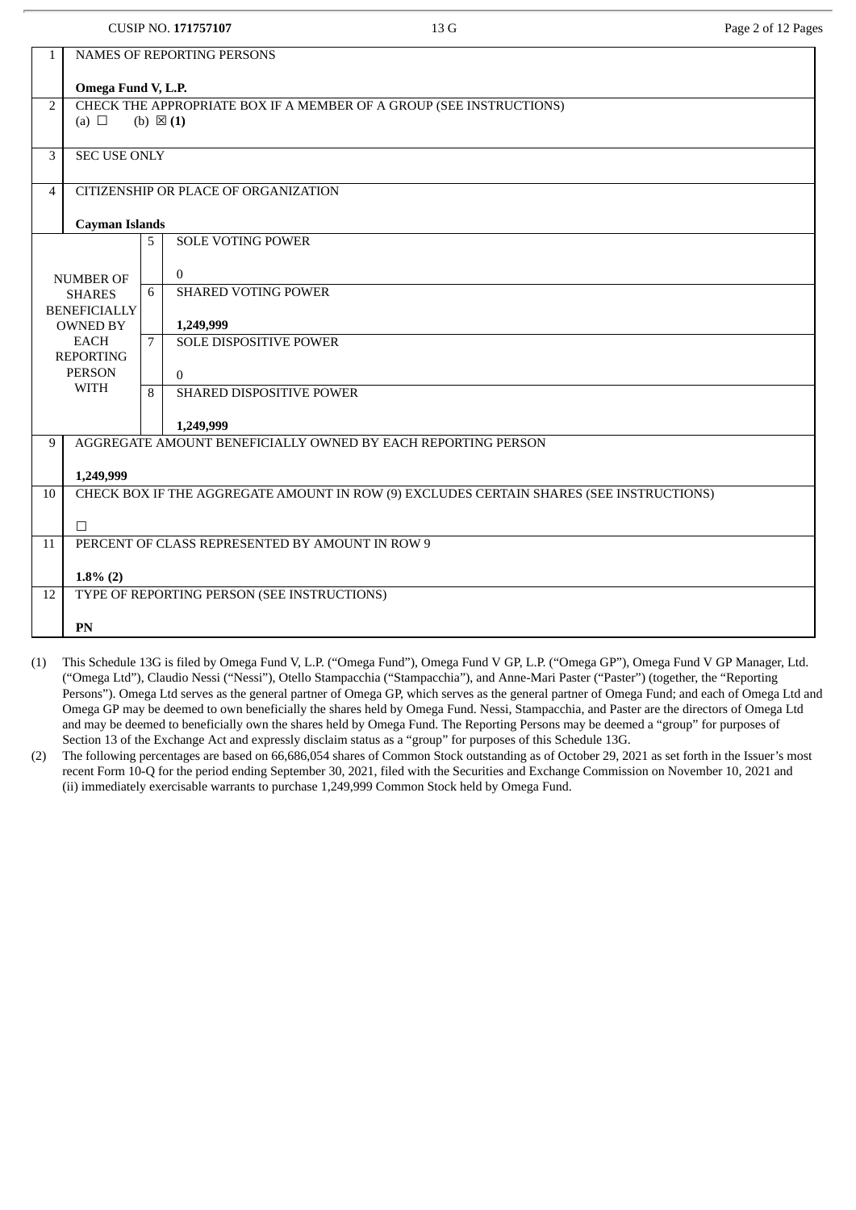CUSIP NO. **171757107** 13 G

| | | | |
|---|---|---|---|
| 1 | NAMES OF REPORTING PERSONS<br><br>**Omega Fund V, L.P.** | | |
| 2 | CHECK THE APPROPRIATE BOX IF A MEMBER OF A GROUP (SEE INSTRUCTIONS)<br>(a) ☐ (b) ☒ **(1)** | | |
| 3 | SEC USE ONLY | | |
| 4 | CITIZENSHIP OR PLACE OF ORGANIZATION<br><br>**Cayman Islands** | | |
| NUMBER OF SHARES BENEFICIALLY OWNED BY EACH REPORTING PERSON WITH | 5 | SOLE VOTING POWER<br><br>0 | |
| | 6 | SHARED VOTING POWER<br><br>**1,249,999** | |
| | 7 | SOLE DISPOSITIVE POWER<br><br>0 | |
| | 8 | SHARED DISPOSITIVE POWER<br><br>**1,249,999** | |
| 9 | AGGREGATE AMOUNT BENEFICIALLY OWNED BY EACH REPORTING PERSON<br><br>**1,249,999** | | |
| 10 | CHECK BOX IF THE AGGREGATE AMOUNT IN ROW (9) EXCLUDES CERTAIN SHARES (SEE INSTRUCTIONS)<br><br>☐ | | |
| 11 | PERCENT OF CLASS REPRESENTED BY AMOUNT IN ROW 9<br><br>**1.8% (2)** | | |
| 12 | TYPE OF REPORTING PERSON (SEE INSTRUCTIONS)<br><br>**PN** | | |

(1) This Schedule 13G is filed by Omega Fund V, L.P. ("Omega Fund"), Omega Fund V GP, L.P. ("Omega GP"), Omega Fund V GP Manager, Ltd. ("Omega Ltd"), Claudio Nessi ("Nessi"), Otello Stampacchia ("Stampacchia"), and Anne-Mari Paster ("Paster") (together, the "Reporting Persons"). Omega Ltd serves as the general partner of Omega GP, which serves as the general partner of Omega Fund; and each of Omega Ltd and Omega GP may be deemed to own beneficially the shares held by Omega Fund. Nessi, Stampacchia, and Paster are the directors of Omega Ltd and may be deemed to beneficially own the shares held by Omega Fund. The Reporting Persons may be deemed a "group" for purposes of Section 13 of the Exchange Act and expressly disclaim status as a "group" for purposes of this Schedule 13G.

(2) The following percentages are based on 66,686,054 shares of Common Stock outstanding as of October 29, 2021 as set forth in the Issuer's most recent Form 10-Q for the period ending September 30, 2021, filed with the Securities and Exchange Commission on November 10, 2021 and (ii) immediately exercisable warrants to purchase 1,249,999 Common Stock held by Omega Fund.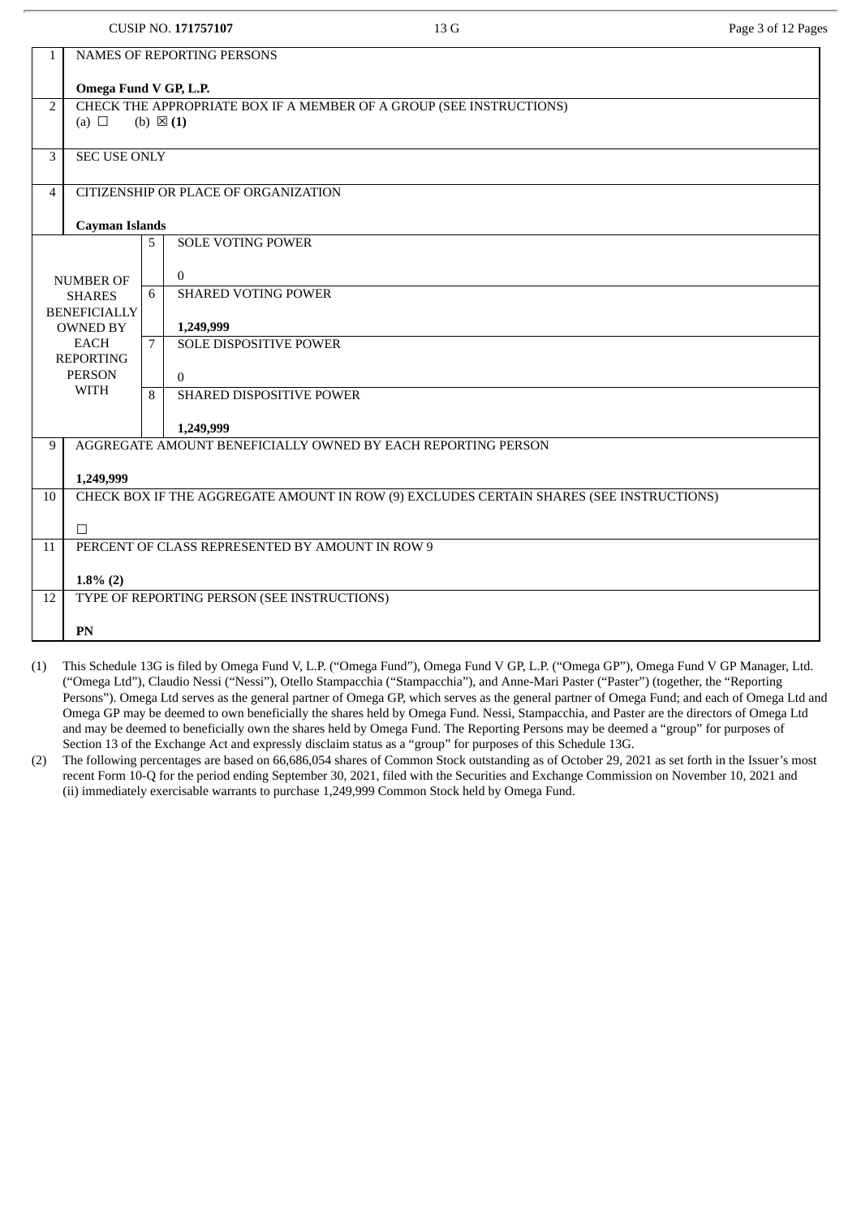CUSIP NO. **171757107**

| | | | |
|---|---|---|---|
| 1 | NAMES OF REPORTING PERSONS<br><br>**Omega Fund V GP, L.P.** | | |
| 2 | CHECK THE APPROPRIATE BOX IF A MEMBER OF A GROUP (SEE INSTRUCTIONS)<br>(a) ☐ (b) ☒ **(1)** | | |
| 3 | SEC USE ONLY | | |
| 4 | CITIZENSHIP OR PLACE OF ORGANIZATION<br><br>**Cayman Islands** | | |
| NUMBER OF SHARES BENEFICIALLY OWNED BY EACH REPORTING PERSON WITH | | 5 | SOLE VOTING POWER<br><br>0 |
| | | 6 | SHARED VOTING POWER<br><br>**1,249,999** |
| | | 7 | SOLE DISPOSITIVE POWER<br><br>0 |
| | | 8 | SHARED DISPOSITIVE POWER<br><br>**1,249,999** |
| 9 | AGGREGATE AMOUNT BENEFICIALLY OWNED BY EACH REPORTING PERSON<br><br>**1,249,999** | | |
| 10 | CHECK BOX IF THE AGGREGATE AMOUNT IN ROW (9) EXCLUDES CERTAIN SHARES (SEE INSTRUCTIONS)<br><br>☐ | | |
| 11 | PERCENT OF CLASS REPRESENTED BY AMOUNT IN ROW 9<br><br>**1.8% (2)** | | |
| 12 | TYPE OF REPORTING PERSON (SEE INSTRUCTIONS)<br><br>**PN** | | |

(1) This Schedule 13G is filed by Omega Fund V, L.P. ("Omega Fund"), Omega Fund V GP, L.P. ("Omega GP"), Omega Fund V GP Manager, Ltd. ("Omega Ltd"), Claudio Nessi ("Nessi"), Otello Stampacchia ("Stampacchia"), and Anne-Mari Paster ("Paster") (together, the "Reporting Persons"). Omega Ltd serves as the general partner of Omega GP, which serves as the general partner of Omega Fund; and each of Omega Ltd and Omega GP may be deemed to own beneficially the shares held by Omega Fund. Nessi, Stampacchia, and Paster are the directors of Omega Ltd and may be deemed to beneficially own the shares held by Omega Fund. The Reporting Persons may be deemed a "group" for purposes of Section 13 of the Exchange Act and expressly disclaim status as a "group" for purposes of this Schedule 13G.

(2) The following percentages are based on 66,686,054 shares of Common Stock outstanding as of October 29, 2021 as set forth in the Issuer's most recent Form 10-Q for the period ending September 30, 2021, filed with the Securities and Exchange Commission on November 10, 2021 and (ii) immediately exercisable warrants to purchase 1,249,999 Common Stock held by Omega Fund.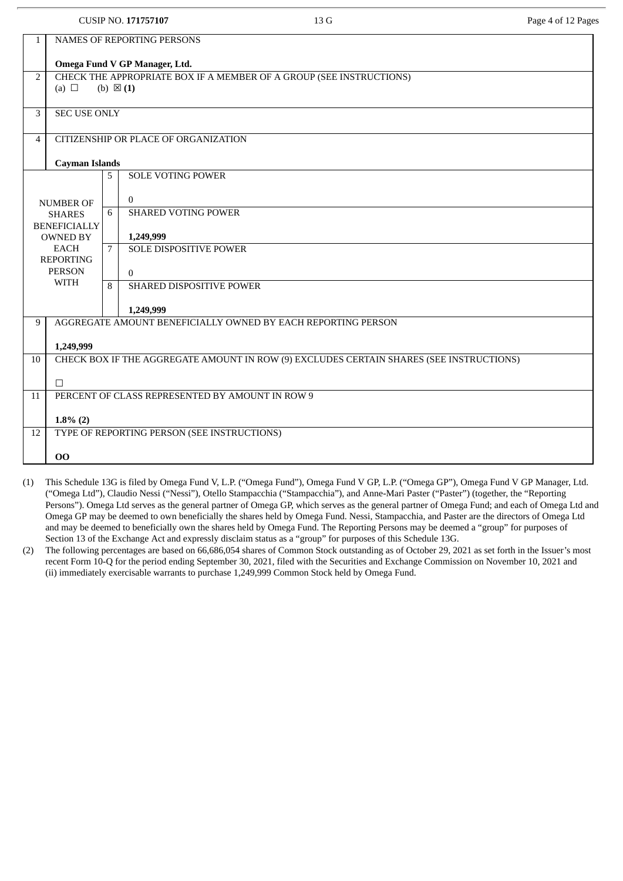CUSIP NO. **171757107** 13 G

| | | | |
|---|---|---|---|
| 1 | NAMES OF REPORTING PERSONS<br><br>**Omega Fund V GP Manager, Ltd.** | | |
| 2 | CHECK THE APPROPRIATE BOX IF A MEMBER OF A GROUP (SEE INSTRUCTIONS)<br>(a) ☐ (b) ☒ **(1)** | | |
| 3 | SEC USE ONLY | | |
| 4 | CITIZENSHIP OR PLACE OF ORGANIZATION<br><br>**Cayman Islands** | | |
| NUMBER OF SHARES BENEFICIALLY OWNED BY EACH REPORTING PERSON WITH | 5 | SOLE VOTING POWER<br><br>0 | |
| | 6 | SHARED VOTING POWER<br><br>**1,249,999** | |
| | 7 | SOLE DISPOSITIVE POWER<br><br>0 | |
| | 8 | SHARED DISPOSITIVE POWER<br><br>**1,249,999** | |
| 9 | AGGREGATE AMOUNT BENEFICIALLY OWNED BY EACH REPORTING PERSON<br><br>**1,249,999** | | |
| 10 | CHECK BOX IF THE AGGREGATE AMOUNT IN ROW (9) EXCLUDES CERTAIN SHARES (SEE INSTRUCTIONS)<br><br>☐ | | |
| 11 | PERCENT OF CLASS REPRESENTED BY AMOUNT IN ROW 9<br><br>**1.8% (2)** | | |
| 12 | TYPE OF REPORTING PERSON (SEE INSTRUCTIONS)<br><br>**OO** | | |

(1) This Schedule 13G is filed by Omega Fund V, L.P. ("Omega Fund"), Omega Fund V GP, L.P. ("Omega GP"), Omega Fund V GP Manager, Ltd. ("Omega Ltd"), Claudio Nessi ("Nessi"), Otello Stampacchia ("Stampacchia"), and Anne-Mari Paster ("Paster") (together, the "Reporting Persons"). Omega Ltd serves as the general partner of Omega GP, which serves as the general partner of Omega Fund; and each of Omega Ltd and Omega GP may be deemed to own beneficially the shares held by Omega Fund. Nessi, Stampacchia, and Paster are the directors of Omega Ltd and may be deemed to beneficially own the shares held by Omega Fund. The Reporting Persons may be deemed a "group" for purposes of Section 13 of the Exchange Act and expressly disclaim status as a "group" for purposes of this Schedule 13G.

(2) The following percentages are based on 66,686,054 shares of Common Stock outstanding as of October 29, 2021 as set forth in the Issuer's most recent Form 10-Q for the period ending September 30, 2021, filed with the Securities and Exchange Commission on November 10, 2021 and (ii) immediately exercisable warrants to purchase 1,249,999 Common Stock held by Omega Fund.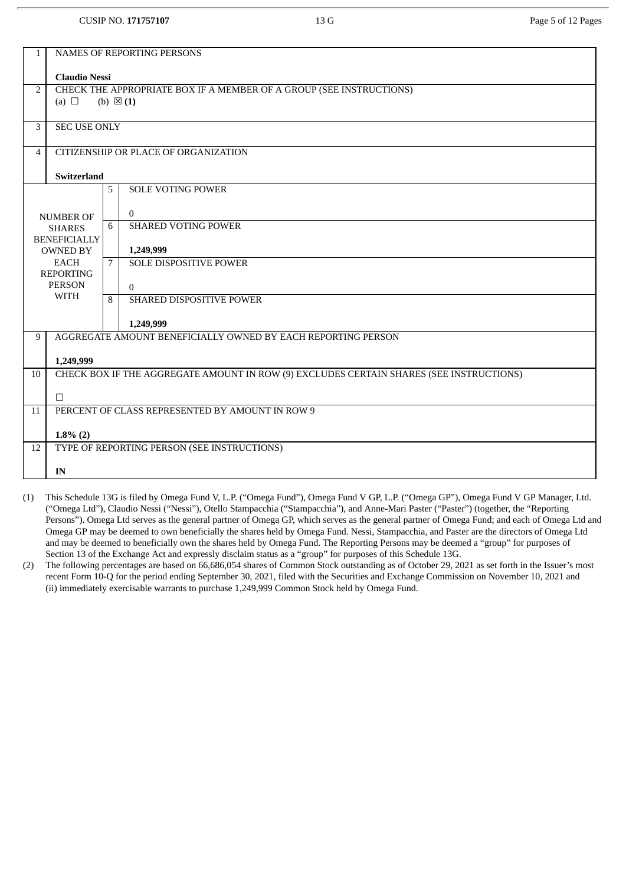CUSIP NO. **171757107** | 13 G

| 1 | NAMES OF REPORTING PERSONS<br><br>**Claudio Nessi** | | |
|---|---|---|---|
| 2 | CHECK THE APPROPRIATE BOX IF A MEMBER OF A GROUP (SEE INSTRUCTIONS)<br>(a) ☐ (b) ☒ **(1)** | | |
| 3 | SEC USE ONLY | | |
| 4 | CITIZENSHIP OR PLACE OF ORGANIZATION<br><br>**Switzerland** | | |
| NUMBER OF SHARES BENEFICIALLY OWNED BY EACH REPORTING PERSON WITH | | 5 | SOLE VOTING POWER<br><br>0 |
| | | 6 | SHARED VOTING POWER<br><br>**1,249,999** |
| | | 7 | SOLE DISPOSITIVE POWER<br><br>0 |
| | | 8 | SHARED DISPOSITIVE POWER<br><br>**1,249,999** |
| 9 | AGGREGATE AMOUNT BENEFICIALLY OWNED BY EACH REPORTING PERSON<br><br>**1,249,999** | | |
| 10 | CHECK BOX IF THE AGGREGATE AMOUNT IN ROW (9) EXCLUDES CERTAIN SHARES (SEE INSTRUCTIONS)<br><br>☐ | | |
| 11 | PERCENT OF CLASS REPRESENTED BY AMOUNT IN ROW 9<br><br>**1.8% (2)** | | |
| 12 | TYPE OF REPORTING PERSON (SEE INSTRUCTIONS)<br><br>**IN** | | |

(1) This Schedule 13G is filed by Omega Fund V, L.P. ("Omega Fund"), Omega Fund V GP, L.P. ("Omega GP"), Omega Fund V GP Manager, Ltd. ("Omega Ltd"), Claudio Nessi ("Nessi"), Otello Stampacchia ("Stampacchia"), and Anne-Mari Paster ("Paster") (together, the "Reporting Persons"). Omega Ltd serves as the general partner of Omega GP, which serves as the general partner of Omega Fund; and each of Omega Ltd and Omega GP may be deemed to own beneficially the shares held by Omega Fund. Nessi, Stampacchia, and Paster are the directors of Omega Ltd and may be deemed to beneficially own the shares held by Omega Fund. The Reporting Persons may be deemed a "group" for purposes of Section 13 of the Exchange Act and expressly disclaim status as a "group" for purposes of this Schedule 13G.

(2) The following percentages are based on 66,686,054 shares of Common Stock outstanding as of October 29, 2021 as set forth in the Issuer's most recent Form 10-Q for the period ending September 30, 2021, filed with the Securities and Exchange Commission on November 10, 2021 and (ii) immediately exercisable warrants to purchase 1,249,999 Common Stock held by Omega Fund.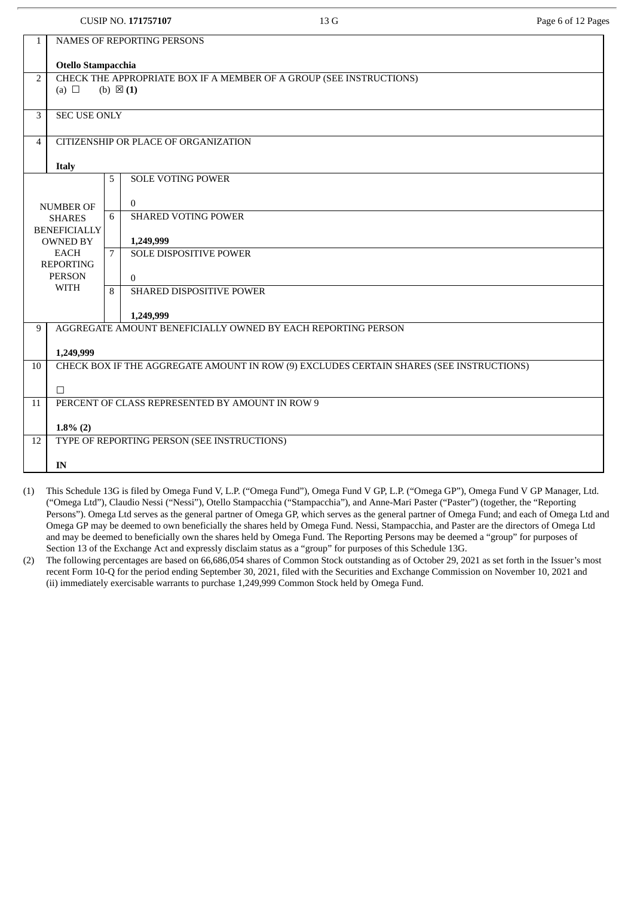CUSIP NO. **171757107** 13 G

| | | | |
|---|---|---|---|
| 1 | NAMES OF REPORTING PERSONS<br><br>**Otello Stampacchia** | | |
| 2 | CHECK THE APPROPRIATE BOX IF A MEMBER OF A GROUP (SEE INSTRUCTIONS)<br>(a) ☐ (b) ☒ **(1)** | | |
| 3 | SEC USE ONLY | | |
| 4 | CITIZENSHIP OR PLACE OF ORGANIZATION<br><br>**Italy** | | |
| NUMBER OF SHARES BENEFICIALLY OWNED BY EACH REPORTING PERSON WITH | 5 | SOLE VOTING POWER<br><br>0 | |
| | 6 | SHARED VOTING POWER<br><br>**1,249,999** | |
| | 7 | SOLE DISPOSITIVE POWER<br><br>0 | |
| | 8 | SHARED DISPOSITIVE POWER<br><br>**1,249,999** | |
| 9 | AGGREGATE AMOUNT BENEFICIALLY OWNED BY EACH REPORTING PERSON<br><br>**1,249,999** | | |
| 10 | CHECK BOX IF THE AGGREGATE AMOUNT IN ROW (9) EXCLUDES CERTAIN SHARES (SEE INSTRUCTIONS)<br><br>☐ | | |
| 11 | PERCENT OF CLASS REPRESENTED BY AMOUNT IN ROW 9<br><br>**1.8% (2)** | | |
| 12 | TYPE OF REPORTING PERSON (SEE INSTRUCTIONS)<br><br>**IN** | | |

(1) This Schedule 13G is filed by Omega Fund V, L.P. ("Omega Fund"), Omega Fund V GP, L.P. ("Omega GP"), Omega Fund V GP Manager, Ltd. ("Omega Ltd"), Claudio Nessi ("Nessi"), Otello Stampacchia ("Stampacchia"), and Anne-Mari Paster ("Paster") (together, the "Reporting Persons"). Omega Ltd serves as the general partner of Omega GP, which serves as the general partner of Omega Fund; and each of Omega Ltd and Omega GP may be deemed to own beneficially the shares held by Omega Fund. Nessi, Stampacchia, and Paster are the directors of Omega Ltd and may be deemed to beneficially own the shares held by Omega Fund. The Reporting Persons may be deemed a "group" for purposes of Section 13 of the Exchange Act and expressly disclaim status as a "group" for purposes of this Schedule 13G.

(2) The following percentages are based on 66,686,054 shares of Common Stock outstanding as of October 29, 2021 as set forth in the Issuer's most recent Form 10-Q for the period ending September 30, 2021, filed with the Securities and Exchange Commission on November 10, 2021 and (ii) immediately exercisable warrants to purchase 1,249,999 Common Stock held by Omega Fund.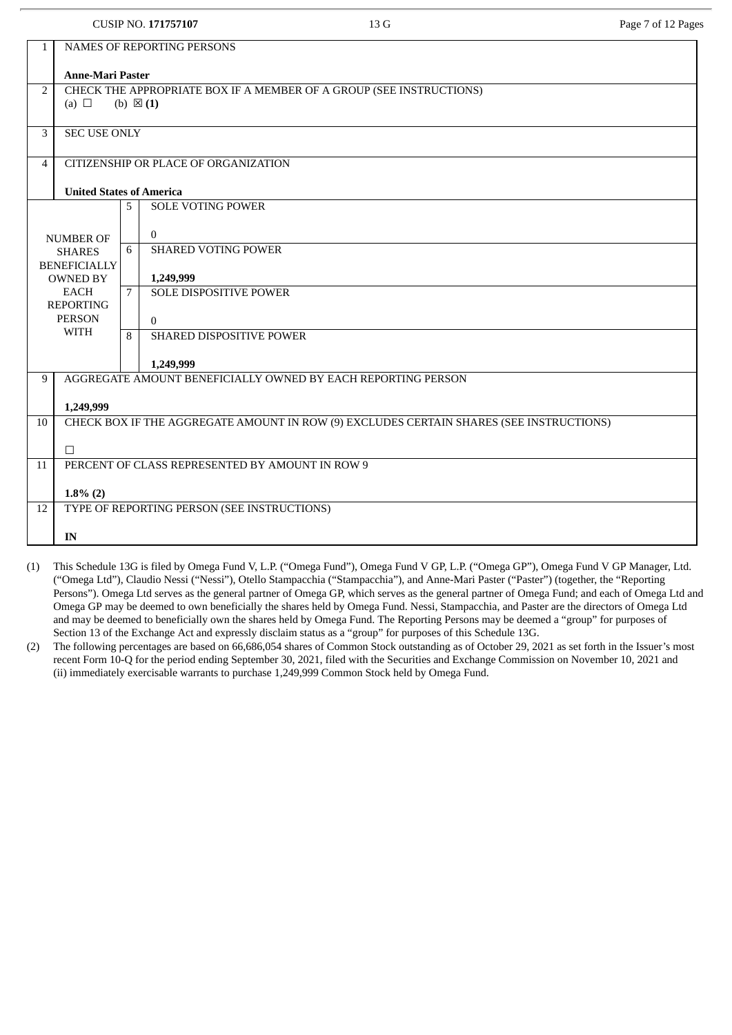CUSIP NO. **171757107** 13 G

| | | | |
|---|---|---|---|
| 1 | NAMES OF REPORTING PERSONS<br><br>**Anne-Mari Paster** | | |
| 2 | CHECK THE APPROPRIATE BOX IF A MEMBER OF A GROUP (SEE INSTRUCTIONS)<br>(a) ☐ (b) ☒ **(1)** | | |
| 3 | SEC USE ONLY | | |
| 4 | CITIZENSHIP OR PLACE OF ORGANIZATION<br><br>**United States of America** | | |
| NUMBER OF SHARES BENEFICIALLY OWNED BY EACH REPORTING PERSON WITH | | 5 | SOLE VOTING POWER<br><br>0 |
| | | 6 | SHARED VOTING POWER<br><br>**1,249,999** |
| | | 7 | SOLE DISPOSITIVE POWER<br><br>0 |
| | | 8 | SHARED DISPOSITIVE POWER<br><br>**1,249,999** |
| 9 | AGGREGATE AMOUNT BENEFICIALLY OWNED BY EACH REPORTING PERSON<br><br>**1,249,999** | | |
| 10 | CHECK BOX IF THE AGGREGATE AMOUNT IN ROW (9) EXCLUDES CERTAIN SHARES (SEE INSTRUCTIONS)<br><br>☐ | | |
| 11 | PERCENT OF CLASS REPRESENTED BY AMOUNT IN ROW 9<br><br>**1.8% (2)** | | |
| 12 | TYPE OF REPORTING PERSON (SEE INSTRUCTIONS)<br><br>**IN** | | |

(1) This Schedule 13G is filed by Omega Fund V, L.P. ("Omega Fund"), Omega Fund V GP, L.P. ("Omega GP"), Omega Fund V GP Manager, Ltd. ("Omega Ltd"), Claudio Nessi ("Nessi"), Otello Stampacchia ("Stampacchia"), and Anne-Mari Paster ("Paster") (together, the "Reporting Persons"). Omega Ltd serves as the general partner of Omega GP, which serves as the general partner of Omega Fund; and each of Omega Ltd and Omega GP may be deemed to own beneficially the shares held by Omega Fund. Nessi, Stampacchia, and Paster are the directors of Omega Ltd and may be deemed to beneficially own the shares held by Omega Fund. The Reporting Persons may be deemed a "group" for purposes of Section 13 of the Exchange Act and expressly disclaim status as a "group" for purposes of this Schedule 13G.

(2) The following percentages are based on 66,686,054 shares of Common Stock outstanding as of October 29, 2021 as set forth in the Issuer's most recent Form 10-Q for the period ending September 30, 2021, filed with the Securities and Exchange Commission on November 10, 2021 and (ii) immediately exercisable warrants to purchase 1,249,999 Common Stock held by Omega Fund.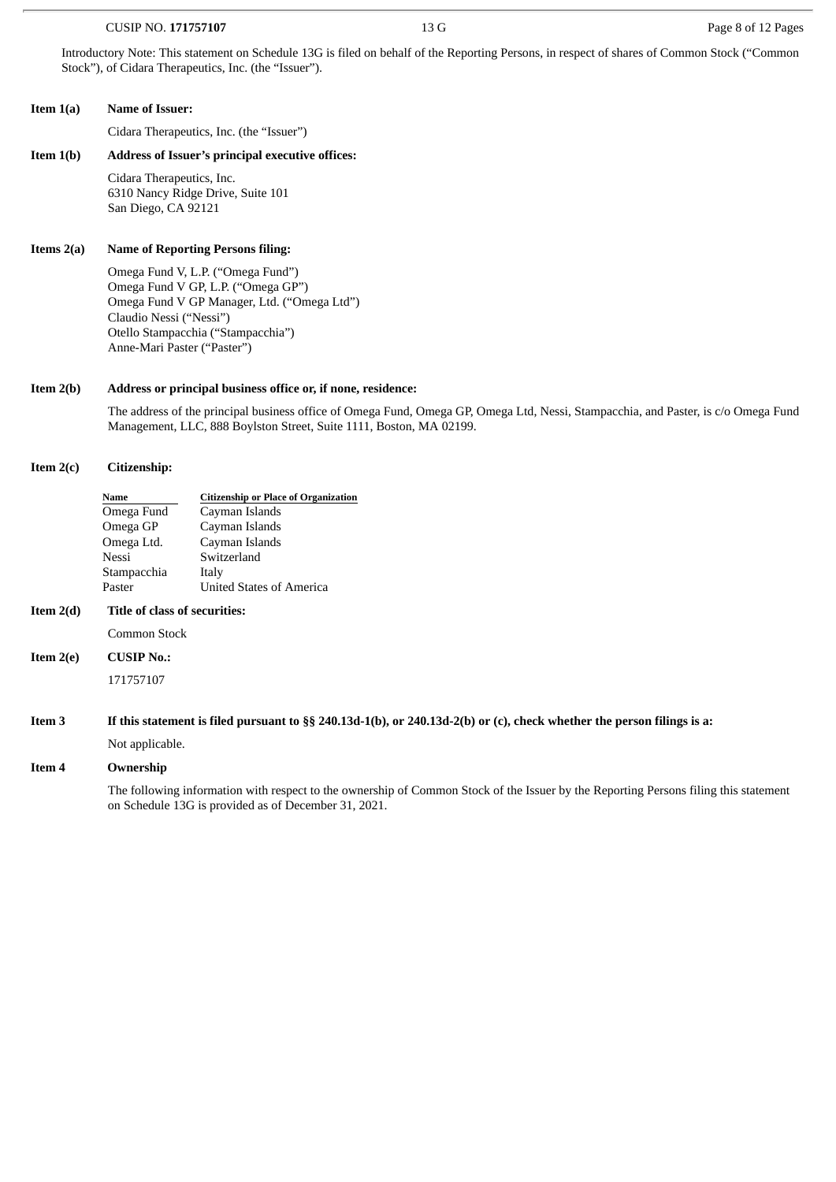Introductory Note: This statement on Schedule 13G is filed on behalf of the Reporting Persons, in respect of shares of Common Stock ("Common Stock"), of Cidara Therapeutics, Inc. (the "Issuer").

**Item 1(a) Name of Issuer:**

Cidara Therapeutics, Inc. (the "Issuer")

**Item 1(b) Address of Issuer's principal executive offices:**

Cidara Therapeutics, Inc.
6310 Nancy Ridge Drive, Suite 101
San Diego, CA 92121

**Items 2(a) Name of Reporting Persons filing:**

Omega Fund V, L.P. ("Omega Fund")
Omega Fund V GP, L.P. ("Omega GP")
Omega Fund V GP Manager, Ltd. ("Omega Ltd")
Claudio Nessi ("Nessi")
Otello Stampacchia ("Stampacchia")
Anne-Mari Paster ("Paster")

**Item 2(b) Address or principal business office or, if none, residence:**

The address of the principal business office of Omega Fund, Omega GP, Omega Ltd, Nessi, Stampacchia, and Paster, is c/o Omega Fund Management, LLC, 888 Boylston Street, Suite 1111, Boston, MA 02199.

**Item 2(c) Citizenship:**

| Name | Citizenship or Place of Organization |
|---|---|
| Omega Fund | Cayman Islands |
| Omega GP | Cayman Islands |
| Omega Ltd. | Cayman Islands |
| Nessi | Switzerland |
| Stampacchia | Italy |
| Paster | United States of America |

**Item 2(d) Title of class of securities:**

Common Stock

**Item 2(e) CUSIP No.:**

171757107

**Item 3 If this statement is filed pursuant to §§ 240.13d-1(b), or 240.13d-2(b) or (c), check whether the person filings is a:**

Not applicable.

**Item 4 Ownership**

The following information with respect to the ownership of Common Stock of the Issuer by the Reporting Persons filing this statement on Schedule 13G is provided as of December 31, 2021.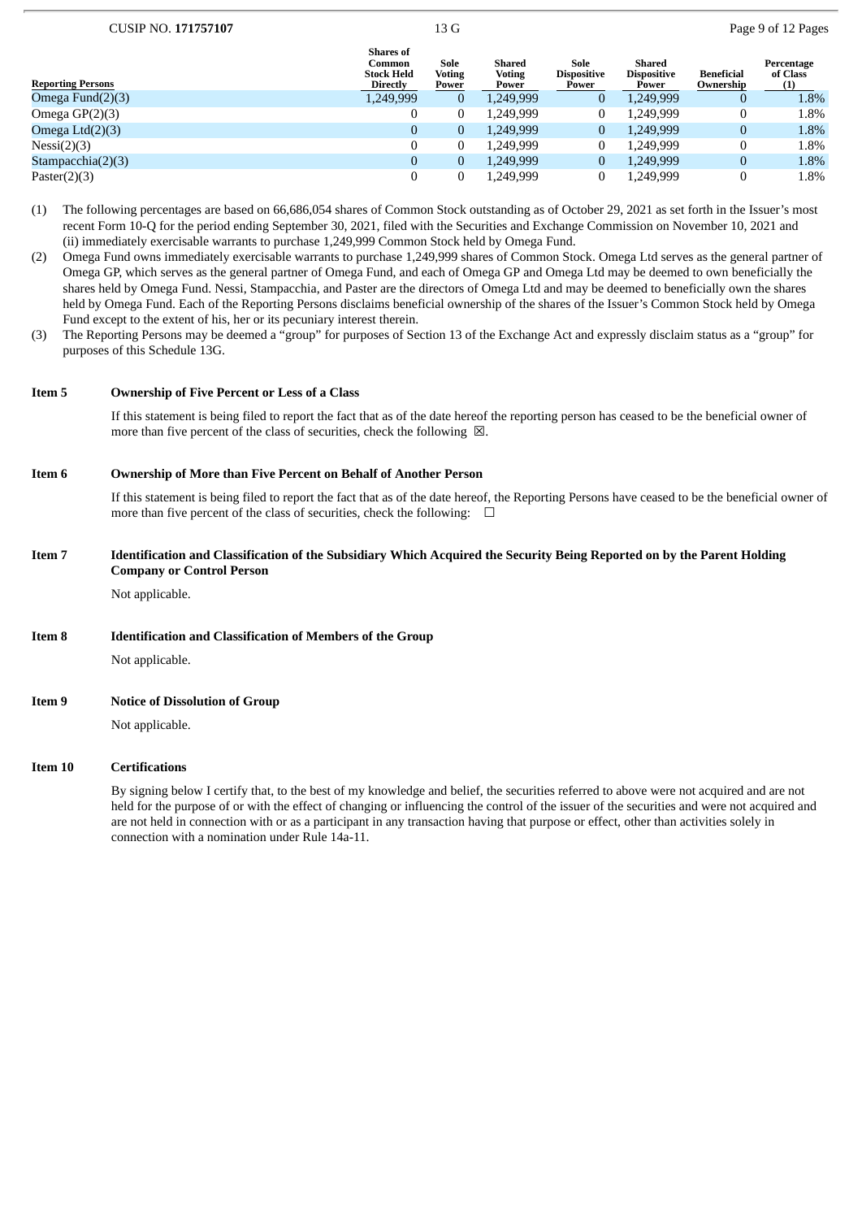| Reporting Persons | Shares of Common Stock Held Directly | Sole Voting Power | Shared Voting Power | Sole Dispositive Power | Shared Dispositive Power | Beneficial Ownership | Percentage of Class (1) |
|---|---|---|---|---|---|---|---|
| Omega Fund(2)(3) | 1,249,999 | 0 | 1,249,999 | 0 | 1,249,999 | 0 | 1.8% |
| Omega GP(2)(3) | 0 | 0 | 1,249,999 | 0 | 1,249,999 | 0 | 1.8% |
| Omega Ltd(2)(3) | 0 | 0 | 1,249,999 | 0 | 1,249,999 | 0 | 1.8% |
| Nessi(2)(3) | 0 | 0 | 1,249,999 | 0 | 1,249,999 | 0 | 1.8% |
| Stampacchia(2)(3) | 0 | 0 | 1,249,999 | 0 | 1,249,999 | 0 | 1.8% |
| Paster(2)(3) | 0 | 0 | 1,249,999 | 0 | 1,249,999 | 0 | 1.8% |

(1) The following percentages are based on 66,686,054 shares of Common Stock outstanding as of October 29, 2021 as set forth in the Issuer's most recent Form 10-Q for the period ending September 30, 2021, filed with the Securities and Exchange Commission on November 10, 2021 and (ii) immediately exercisable warrants to purchase 1,249,999 Common Stock held by Omega Fund.

(2) Omega Fund owns immediately exercisable warrants to purchase 1,249,999 shares of Common Stock. Omega Ltd serves as the general partner of Omega GP, which serves as the general partner of Omega Fund, and each of Omega GP and Omega Ltd may be deemed to own beneficially the shares held by Omega Fund. Nessi, Stampacchia, and Paster are the directors of Omega Ltd and may be deemed to beneficially own the shares held by Omega Fund. Each of the Reporting Persons disclaims beneficial ownership of the shares of the Issuer's Common Stock held by Omega Fund except to the extent of his, her or its pecuniary interest therein.

(3) The Reporting Persons may be deemed a "group" for purposes of Section 13 of the Exchange Act and expressly disclaim status as a "group" for purposes of this Schedule 13G.

**Item 5 Ownership of Five Percent or Less of a Class**

If this statement is being filed to report the fact that as of the date hereof the reporting person has ceased to be the beneficial owner of more than five percent of the class of securities, check the following ☒.

**Item 6 Ownership of More than Five Percent on Behalf of Another Person**

If this statement is being filed to report the fact that as of the date hereof, the Reporting Persons have ceased to be the beneficial owner of more than five percent of the class of securities, check the following: ☐

**Item 7 Identification and Classification of the Subsidiary Which Acquired the Security Being Reported on by the Parent Holding Company or Control Person**

Not applicable.

**Item 8 Identification and Classification of Members of the Group**

Not applicable.

**Item 9 Notice of Dissolution of Group**

Not applicable.

**Item 10 Certifications**

By signing below I certify that, to the best of my knowledge and belief, the securities referred to above were not acquired and are not held for the purpose of or with the effect of changing or influencing the control of the issuer of the securities and were not acquired and are not held in connection with or as a participant in any transaction having that purpose or effect, other than activities solely in connection with a nomination under Rule 14a-11.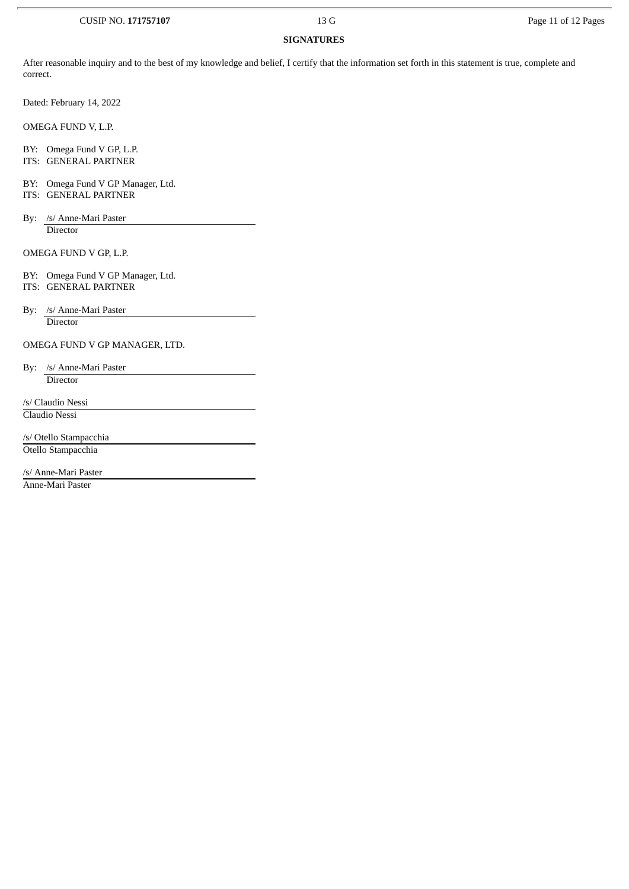## SIGNATURES

After reasonable inquiry and to the best of my knowledge and belief, I certify that the information set forth in this statement is true, complete and correct.

Dated: February 14, 2022

OMEGA FUND V, L.P.

BY: Omega Fund V GP, L.P.
ITS: GENERAL PARTNER

BY: Omega Fund V GP Manager, Ltd.
ITS: GENERAL PARTNER

By: /s/ Anne-Mari Paster
Director

OMEGA FUND V GP, L.P.

BY: Omega Fund V GP Manager, Ltd.
ITS: GENERAL PARTNER

By: /s/ Anne-Mari Paster
Director

OMEGA FUND V GP MANAGER, LTD.

By: /s/ Anne-Mari Paster
Director

/s/ Claudio Nessi
Claudio Nessi

/s/ Otello Stampacchia
Otello Stampacchia

/s/ Anne-Mari Paster
Anne-Mari Paster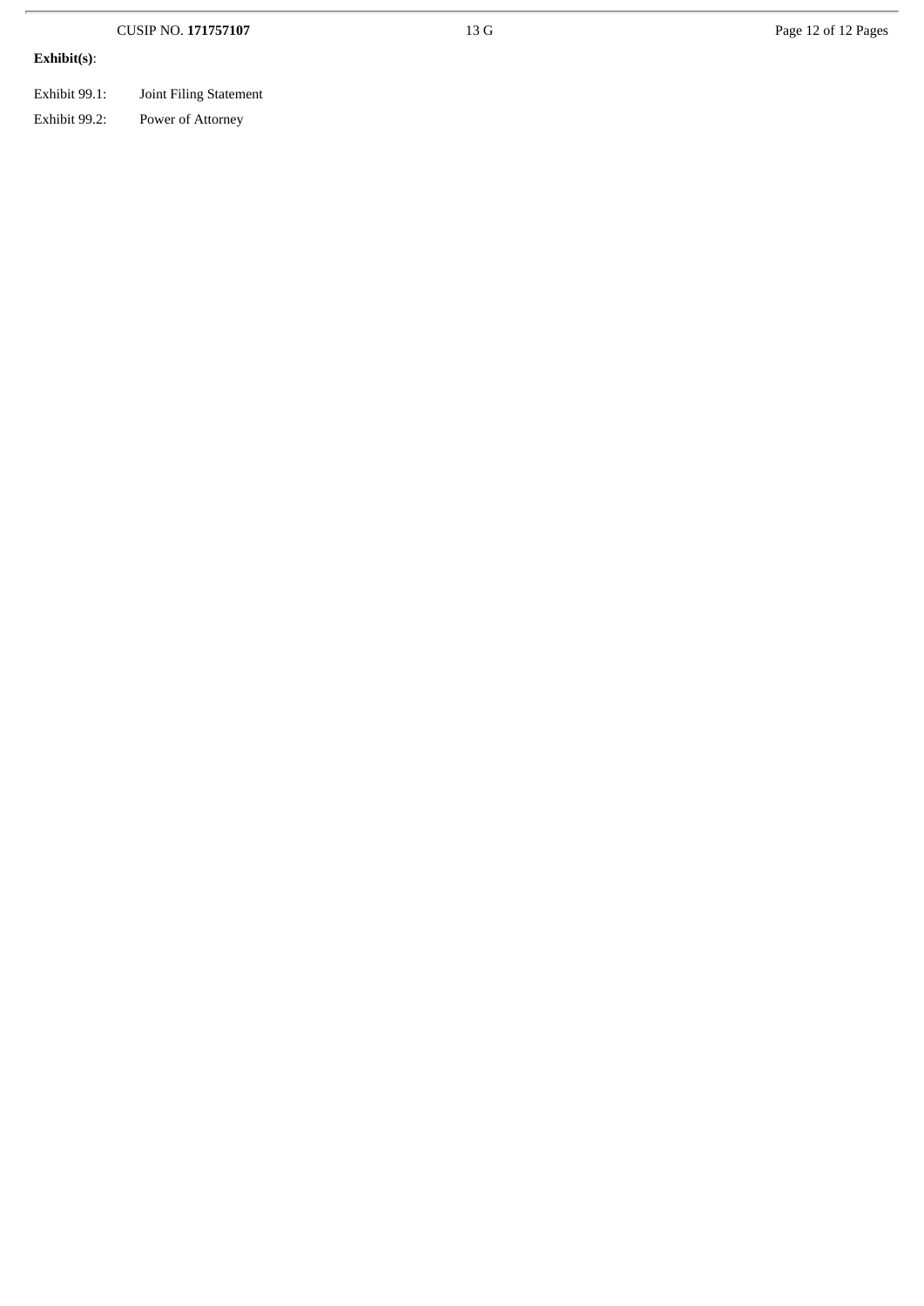**Exhibit(s)**:

Exhibit 99.1: Joint Filing Statement

Exhibit 99.2: Power of Attorney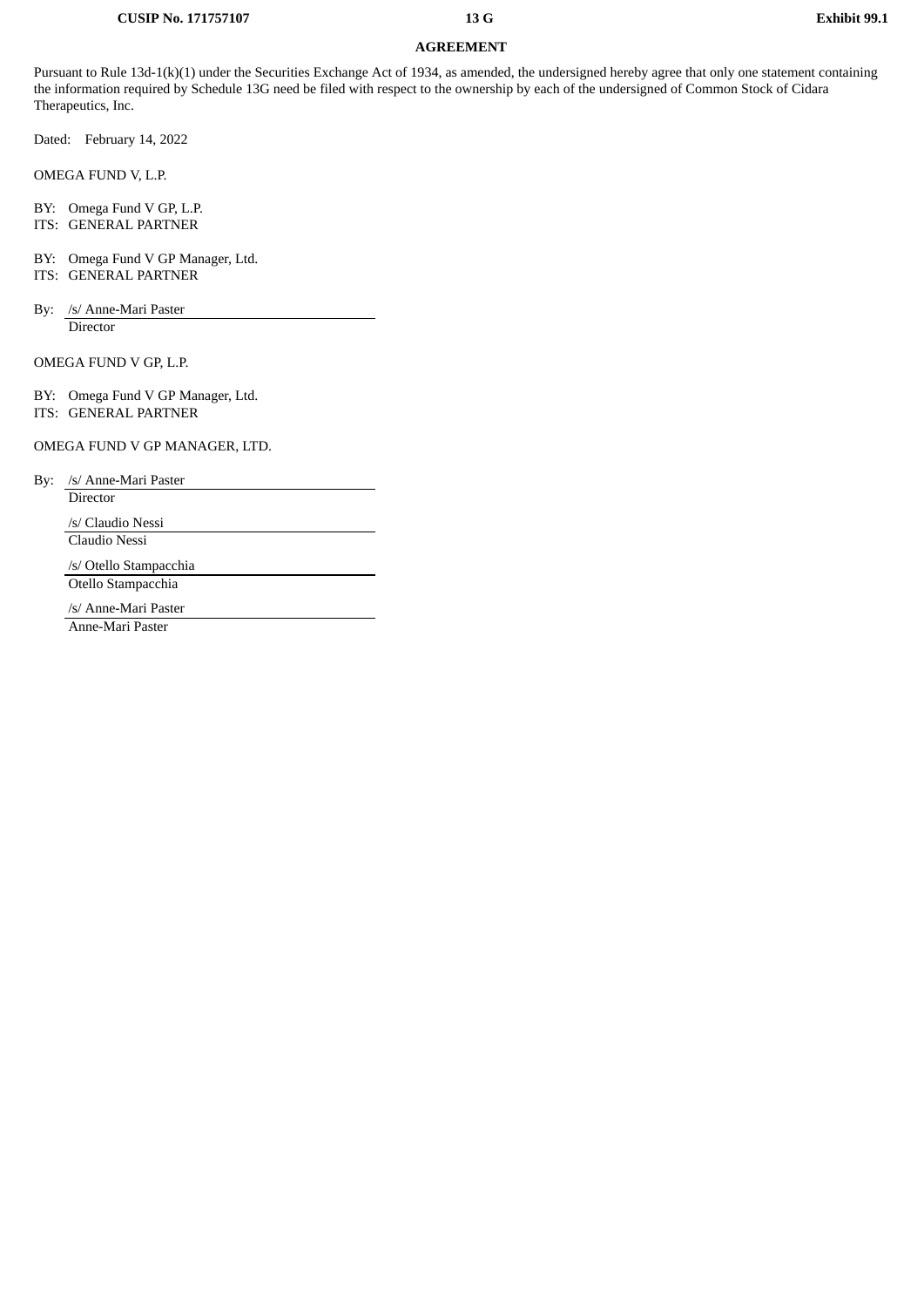**CUSIP No. 171757107** **13 G** **Exhibit 99.1**

**AGREEMENT**

Pursuant to Rule 13d-1(k)(1) under the Securities Exchange Act of 1934, as amended, the undersigned hereby agree that only one statement containing the information required by Schedule 13G need be filed with respect to the ownership by each of the undersigned of Common Stock of Cidara Therapeutics, Inc.

Dated: February 14, 2022

OMEGA FUND V, L.P.

BY: Omega Fund V GP, L.P.
ITS: GENERAL PARTNER

BY: Omega Fund V GP Manager, Ltd.
ITS: GENERAL PARTNER

By: /s/ Anne-Mari Paster
Director

OMEGA FUND V GP, L.P.

BY: Omega Fund V GP Manager, Ltd.
ITS: GENERAL PARTNER

OMEGA FUND V GP MANAGER, LTD.

By: /s/ Anne-Mari Paster
Director

/s/ Claudio Nessi
Claudio Nessi

/s/ Otello Stampacchia
Otello Stampacchia

/s/ Anne-Mari Paster
Anne-Mari Paster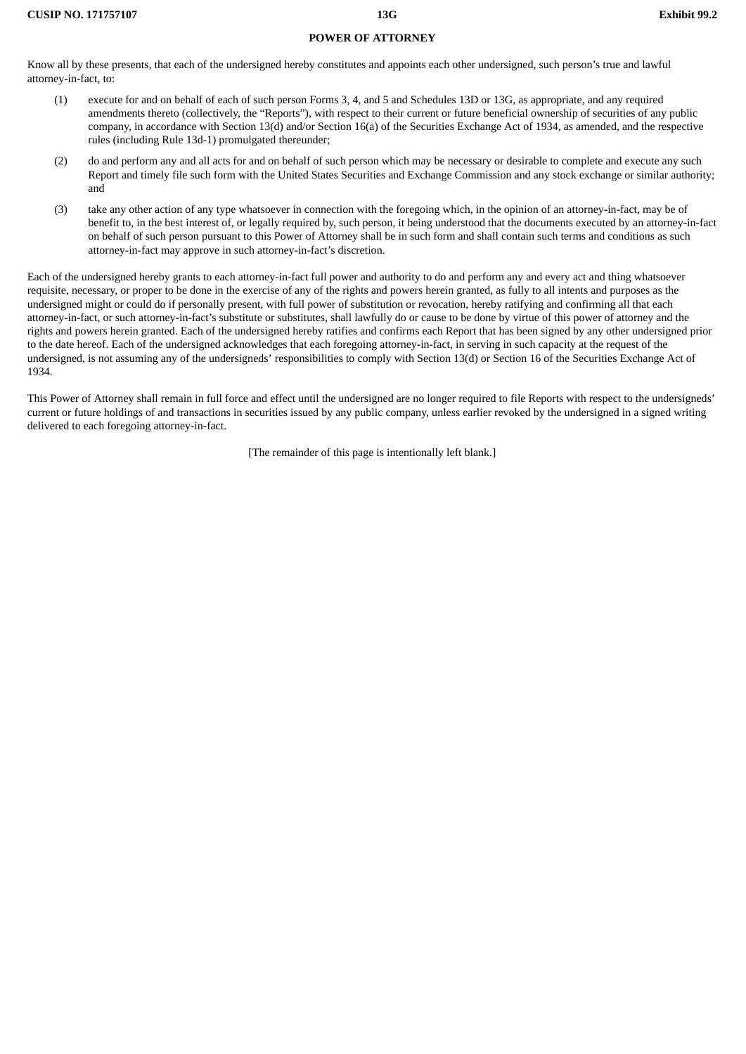**POWER OF ATTORNEY**

Know all by these presents, that each of the undersigned hereby constitutes and appoints each other undersigned, such person's true and lawful attorney-in-fact, to:

(1) execute for and on behalf of each of such person Forms 3, 4, and 5 and Schedules 13D or 13G, as appropriate, and any required amendments thereto (collectively, the "Reports"), with respect to their current or future beneficial ownership of securities of any public company, in accordance with Section 13(d) and/or Section 16(a) of the Securities Exchange Act of 1934, as amended, and the respective rules (including Rule 13d-1) promulgated thereunder;

(2) do and perform any and all acts for and on behalf of such person which may be necessary or desirable to complete and execute any such Report and timely file such form with the United States Securities and Exchange Commission and any stock exchange or similar authority; and

(3) take any other action of any type whatsoever in connection with the foregoing which, in the opinion of an attorney-in-fact, may be of benefit to, in the best interest of, or legally required by, such person, it being understood that the documents executed by an attorney-in-fact on behalf of such person pursuant to this Power of Attorney shall be in such form and shall contain such terms and conditions as such attorney-in-fact may approve in such attorney-in-fact's discretion.

Each of the undersigned hereby grants to each attorney-in-fact full power and authority to do and perform any and every act and thing whatsoever requisite, necessary, or proper to be done in the exercise of any of the rights and powers herein granted, as fully to all intents and purposes as the undersigned might or could do if personally present, with full power of substitution or revocation, hereby ratifying and confirming all that each attorney-in-fact, or such attorney-in-fact's substitute or substitutes, shall lawfully do or cause to be done by virtue of this power of attorney and the rights and powers herein granted. Each of the undersigned hereby ratifies and confirms each Report that has been signed by any other undersigned prior to the date hereof. Each of the undersigned acknowledges that each foregoing attorney-in-fact, in serving in such capacity at the request of the undersigned, is not assuming any of the undersigneds' responsibilities to comply with Section 13(d) or Section 16 of the Securities Exchange Act of 1934.

This Power of Attorney shall remain in full force and effect until the undersigned are no longer required to file Reports with respect to the undersigneds' current or future holdings of and transactions in securities issued by any public company, unless earlier revoked by the undersigned in a signed writing delivered to each foregoing attorney-in-fact.

[The remainder of this page is intentionally left blank.]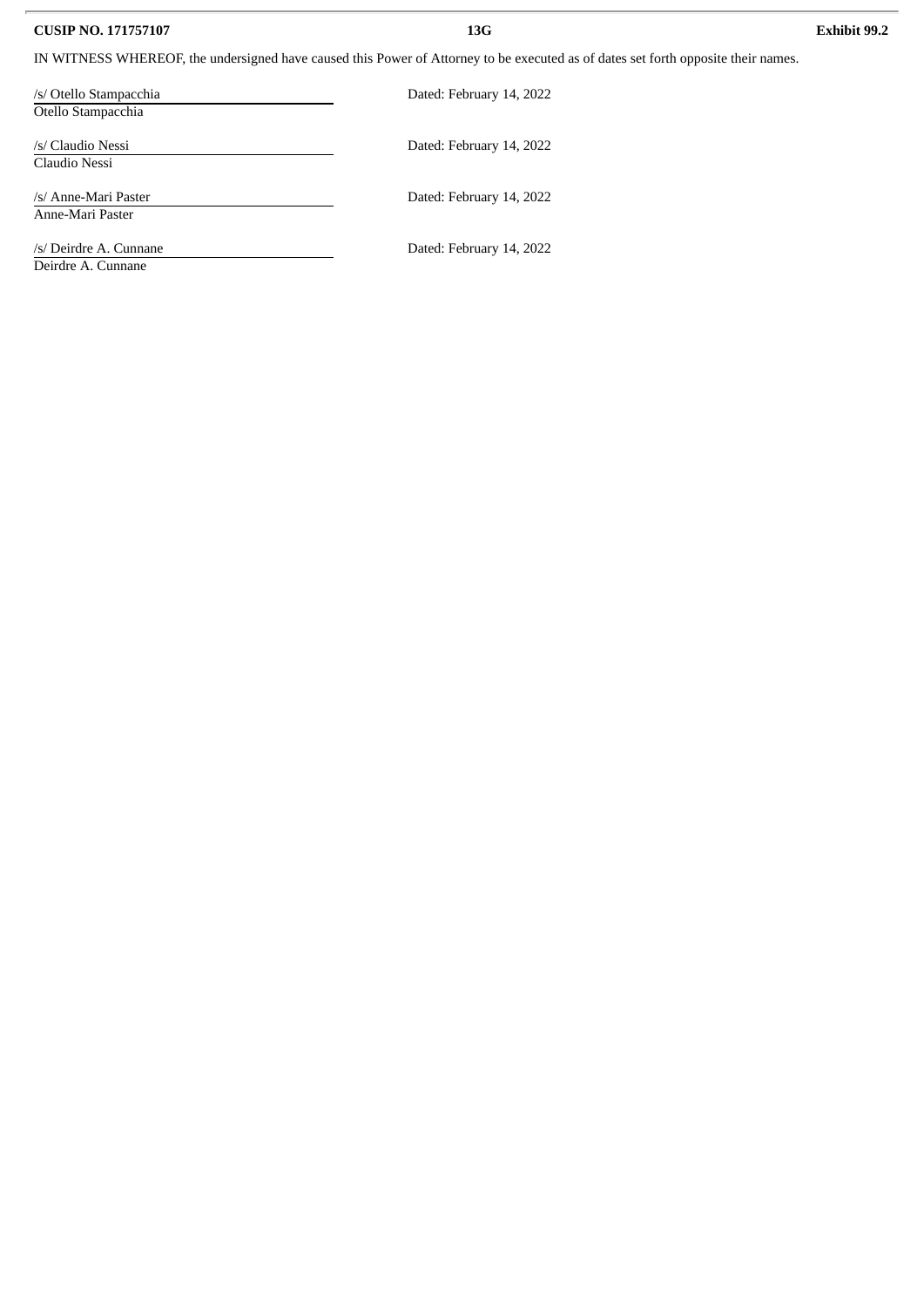IN WITNESS WHEREOF, the undersigned have caused this Power of Attorney to be executed as of dates set forth opposite their names.

| | |
|---|---|
| /s/ Otello Stampacchia<br>Otello Stampacchia | Dated: February 14, 2022 |
| /s/ Claudio Nessi<br>Claudio Nessi | Dated: February 14, 2022 |
| /s/ Anne-Mari Paster<br>Anne-Mari Paster | Dated: February 14, 2022 |
| /s/ Deirdre A. Cunnane<br>Deirdre A. Cunnane | Dated: February 14, 2022 |